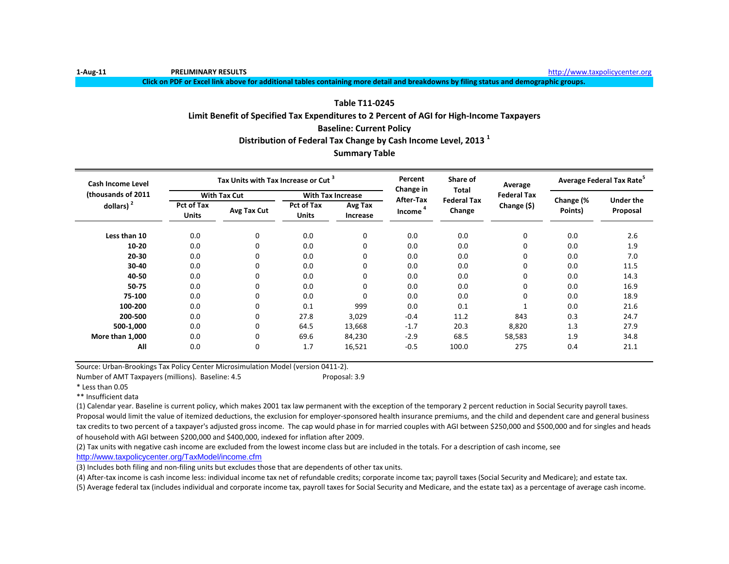1-Aug-11 **PRELIMINARY RESULTS** http://www.taxpolicycenter.org

**Click on PDF or Excel link above for additional tables containing more detail and breakdowns by filing status and demographic groups.**

## Table T11-0245
## Limit Benefit of Specified Tax Expenditures to 2 Percent of AGI for High-Income Taxpayers
## Baseline: Current Policy
## Distribution of Federal Tax Change by Cash Income Level, 2013 [1]
## Summary Table

| Cash Income Level (thousands of 2011 dollars) [2] | Tax Units with Tax Increase or Cut [3] | | | | Percent Change in After-Tax Income [4] | Share of Total Federal Tax Change | Average Federal Tax Change ($) | Average Federal Tax Rate[5] | |
|---|---|---|---|---|---|---|---|---|---|
| | With Tax Cut | | With Tax Increase | | | | | | |
| | Pct of Tax Units | Avg Tax Cut | Pct of Tax Units | Avg Tax Increase | | | | Change (% Points) | Under the Proposal |
| **Less than 10** | 0.0 | 0 | 0.0 | 0 | 0.0 | 0.0 | 0 | 0.0 | 2.6 |
| **10-20** | 0.0 | 0 | 0.0 | 0 | 0.0 | 0.0 | 0 | 0.0 | 1.9 |
| **20-30** | 0.0 | 0 | 0.0 | 0 | 0.0 | 0.0 | 0 | 0.0 | 7.0 |
| **30-40** | 0.0 | 0 | 0.0 | 0 | 0.0 | 0.0 | 0 | 0.0 | 11.5 |
| **40-50** | 0.0 | 0 | 0.0 | 0 | 0.0 | 0.0 | 0 | 0.0 | 14.3 |
| **50-75** | 0.0 | 0 | 0.0 | 0 | 0.0 | 0.0 | 0 | 0.0 | 16.9 |
| **75-100** | 0.0 | 0 | 0.0 | 0 | 0.0 | 0.0 | 0 | 0.0 | 18.9 |
| **100-200** | 0.0 | 0 | 0.1 | 999 | 0.0 | 0.1 | 1 | 0.0 | 21.6 |
| **200-500** | 0.0 | 0 | 27.8 | 3,029 | -0.4 | 11.2 | 843 | 0.3 | 24.7 |
| **500-1,000** | 0.0 | 0 | 64.5 | 13,668 | -1.7 | 20.3 | 8,820 | 1.3 | 27.9 |
| **More than 1,000** | 0.0 | 0 | 69.6 | 84,230 | -2.9 | 68.5 | 58,583 | 1.9 | 34.8 |
| **All** | 0.0 | 0 | 1.7 | 16,521 | -0.5 | 100.0 | 275 | 0.4 | 21.1 |

Source: Urban-Brookings Tax Policy Center Microsimulation Model (version 0411-2).

Number of AMT Taxpayers (millions). Baseline: 4.5 Proposal: 3.9

* Less than 0.05

** Insufficient data

(1) Calendar year. Baseline is current policy, which makes 2001 tax law permanent with the exception of the temporary 2 percent reduction in Social Security payroll taxes. Proposal would limit the value of itemized deductions, the exclusion for employer-sponsored health insurance premiums, and the child and dependent care and general business tax credits to two percent of a taxpayer's adjusted gross income. The cap would phase in for married couples with AGI between $250,000 and $500,000 and for singles and heads of household with AGI between $200,000 and $400,000, indexed for inflation after 2009.

(2) Tax units with negative cash income are excluded from the lowest income class but are included in the totals. For a description of cash income, see http://www.taxpolicycenter.org/TaxModel/income.cfm

(3) Includes both filing and non-filing units but excludes those that are dependents of other tax units.

(4) After-tax income is cash income less: individual income tax net of refundable credits; corporate income tax; payroll taxes (Social Security and Medicare); and estate tax.

(5) Average federal tax (includes individual and corporate income tax, payroll taxes for Social Security and Medicare, and the estate tax) as a percentage of average cash income.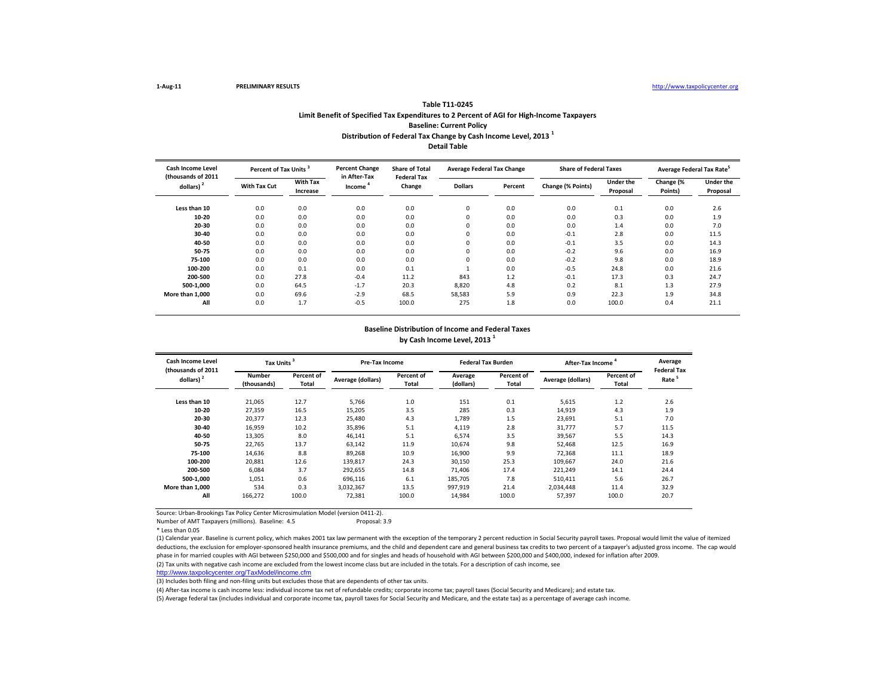1-Aug-11 **PRELIMINARY RESULTS** http://www.taxpolicycenter.org

## Table T11-0245

### Limit Benefit of Specified Tax Expenditures to 2 Percent of AGI for High-Income Taxpayers
### Baseline: Current Policy
### Distribution of Federal Tax Change by Cash Income Level, 2013 [1]
### Detail Table

| Cash Income Level (thousands of 2011 dollars) [2] | Percent of Tax Units [3] | | Percent Change in After-Tax Income [4] | Share of Total Federal Tax Change | Average Federal Tax Change | | Share of Federal Taxes | | Average Federal Tax Rate[5] | |
|---|---|---|---|---|---|---|---|---|---|---|
| | With Tax Cut | With Tax Increase | | | Dollars | Percent | Change (% Points) | Under the Proposal | Change (% Points) | Under the Proposal |
| Less than 10 | 0.0 | 0.0 | 0.0 | 0.0 | 0 | 0.0 | 0.0 | 0.1 | 0.0 | 2.6 |
| 10-20 | 0.0 | 0.0 | 0.0 | 0.0 | 0 | 0.0 | 0.0 | 0.3 | 0.0 | 1.9 |
| 20-30 | 0.0 | 0.0 | 0.0 | 0.0 | 0 | 0.0 | 0.0 | 1.4 | 0.0 | 7.0 |
| 30-40 | 0.0 | 0.0 | 0.0 | 0.0 | 0 | 0.0 | -0.1 | 2.8 | 0.0 | 11.5 |
| 40-50 | 0.0 | 0.0 | 0.0 | 0.0 | 0 | 0.0 | -0.1 | 3.5 | 0.0 | 14.3 |
| 50-75 | 0.0 | 0.0 | 0.0 | 0.0 | 0 | 0.0 | -0.2 | 9.6 | 0.0 | 16.9 |
| 75-100 | 0.0 | 0.0 | 0.0 | 0.0 | 0 | 0.0 | -0.2 | 9.8 | 0.0 | 18.9 |
| 100-200 | 0.0 | 0.1 | 0.0 | 0.1 | 1 | 0.0 | -0.5 | 24.8 | 0.0 | 21.6 |
| 200-500 | 0.0 | 27.8 | -0.4 | 11.2 | 843 | 1.2 | -0.1 | 17.3 | 0.3 | 24.7 |
| 500-1,000 | 0.0 | 64.5 | -1.7 | 20.3 | 8,820 | 4.8 | 0.2 | 8.1 | 1.3 | 27.9 |
| More than 1,000 | 0.0 | 69.6 | -2.9 | 68.5 | 58,583 | 5.9 | 0.9 | 22.3 | 1.9 | 34.8 |
| All | 0.0 | 1.7 | -0.5 | 100.0 | 275 | 1.8 | 0.0 | 100.0 | 0.4 | 21.1 |

### Baseline Distribution of Income and Federal Taxes
### by Cash Income Level, 2013 [1]

| Cash Income Level (thousands of 2011 dollars) [2] | Tax Units [3] | | Pre-Tax Income | | Federal Tax Burden | | After-Tax Income [4] | | Average Federal Tax Rate [5] |
|---|---|---|---|---|---|---|---|---|---|
| | Number (thousands) | Percent of Total | Average (dollars) | Percent of Total | Average (dollars) | Percent of Total | Average (dollars) | Percent of Total | |
| Less than 10 | 21,065 | 12.7 | 5,766 | 1.0 | 151 | 0.1 | 5,615 | 1.2 | 2.6 |
| 10-20 | 27,359 | 16.5 | 15,205 | 3.5 | 285 | 0.3 | 14,919 | 4.3 | 1.9 |
| 20-30 | 20,377 | 12.3 | 25,480 | 4.3 | 1,789 | 1.5 | 23,691 | 5.1 | 7.0 |
| 30-40 | 16,959 | 10.2 | 35,896 | 5.1 | 4,119 | 2.8 | 31,777 | 5.7 | 11.5 |
| 40-50 | 13,305 | 8.0 | 46,141 | 5.1 | 6,574 | 3.5 | 39,567 | 5.5 | 14.3 |
| 50-75 | 22,765 | 13.7 | 63,142 | 11.9 | 10,674 | 9.8 | 52,468 | 12.5 | 16.9 |
| 75-100 | 14,636 | 8.8 | 89,268 | 10.9 | 16,900 | 9.9 | 72,368 | 11.1 | 18.9 |
| 100-200 | 20,881 | 12.6 | 139,817 | 24.3 | 30,150 | 25.3 | 109,667 | 24.0 | 21.6 |
| 200-500 | 6,084 | 3.7 | 292,655 | 14.8 | 71,406 | 17.4 | 221,249 | 14.1 | 24.4 |
| 500-1,000 | 1,051 | 0.6 | 696,116 | 6.1 | 185,705 | 7.8 | 510,411 | 5.6 | 26.7 |
| More than 1,000 | 534 | 0.3 | 3,032,367 | 13.5 | 997,919 | 21.4 | 2,034,448 | 11.4 | 32.9 |
| All | 166,272 | 100.0 | 72,381 | 100.0 | 14,984 | 100.0 | 57,397 | 100.0 | 20.7 |

Source: Urban-Brookings Tax Policy Center Microsimulation Model (version 0411-2).

Number of AMT Taxpayers (millions). Baseline: 4.5 Proposal: 3.9

\* Less than 0.05

(1) Calendar year. Baseline is current policy, which makes 2001 tax law permanent with the exception of the temporary 2 percent reduction in Social Security payroll taxes. Proposal would limit the value of itemized deductions, the exclusion for employer-sponsored health insurance premiums, and the child and dependent care and general business tax credits to two percent of a taxpayer's adjusted gross income. The cap would phase in for married couples with AGI between $250,000 and $500,000 and for singles and heads of household with AGI between $200,000 and $400,000, indexed for inflation after 2009.

(2) Tax units with negative cash income are excluded from the lowest income class but are included in the totals. For a description of cash income, see http://www.taxpolicycenter.org/TaxModel/income.cfm

(3) Includes both filing and non-filing units but excludes those that are dependents of other tax units.

(4) After-tax income is cash income less: individual income tax net of refundable credits; corporate income tax; payroll taxes (Social Security and Medicare); and estate tax.

(5) Average federal tax (includes individual and corporate income tax, payroll taxes for Social Security and Medicare, and the estate tax) as a percentage of average cash income.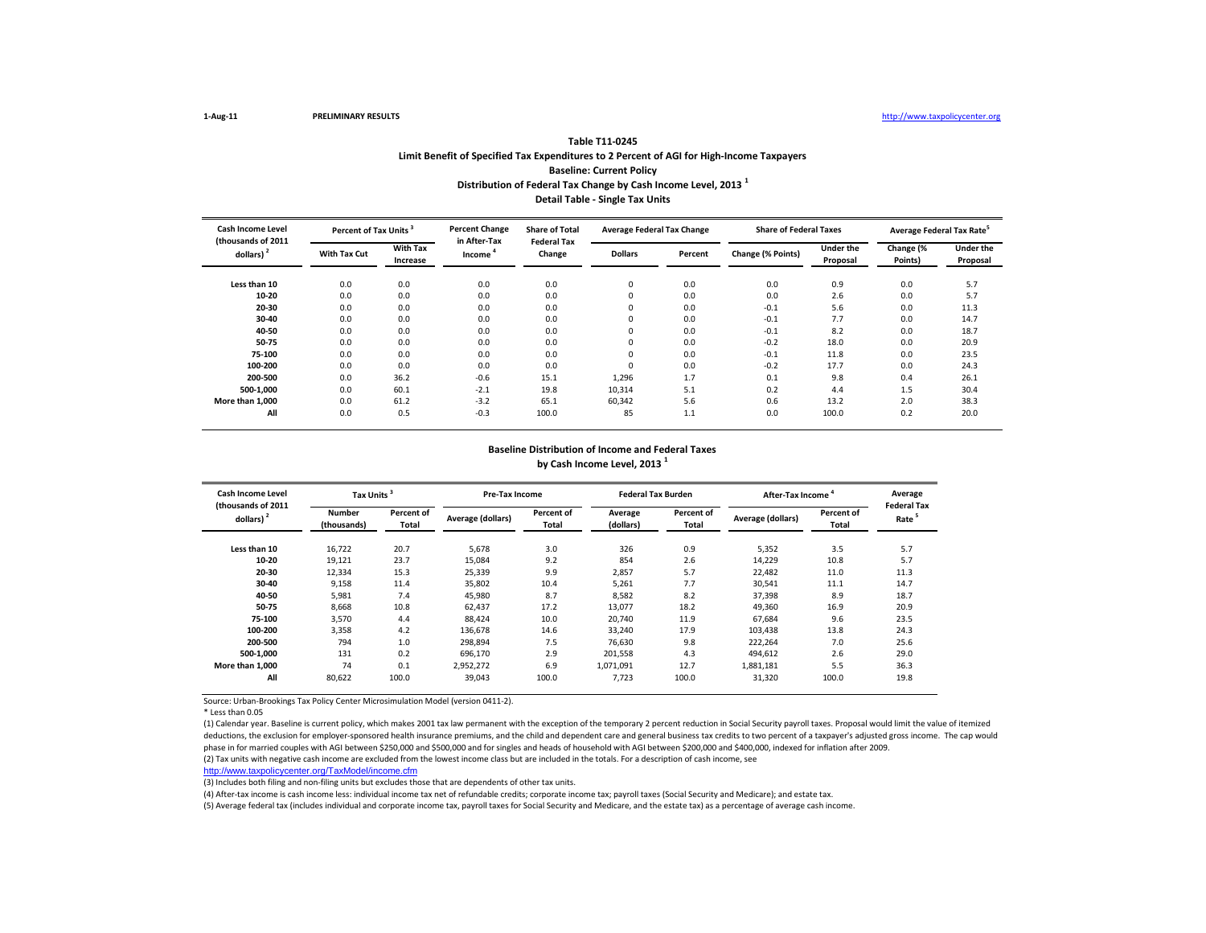1-Aug-11 **PRELIMINARY RESULTS** http://www.taxpolicycenter.org

## Table T11-0245

### Limit Benefit of Specified Tax Expenditures to 2 Percent of AGI for High-Income Taxpayers

### Baseline: Current Policy

### Distribution of Federal Tax Change by Cash Income Level, 2013 [1]

### Detail Table - Single Tax Units

| Cash Income Level (thousands of 2011 dollars) [2] | Percent of Tax Units [3] | | Percent Change in After-Tax Income [4] | Share of Total Federal Tax Change | Average Federal Tax Change | | Share of Federal Taxes | | Average Federal Tax Rate[5] | |
|---|---|---|---|---|---|---|---|---|---|---|
| | With Tax Cut | With Tax Increase | | | Dollars | Percent | Change (% Points) | Under the Proposal | Change (% Points) | Under the Proposal |
| Less than 10 | 0.0 | 0.0 | 0.0 | 0.0 | 0 | 0.0 | 0.0 | 0.9 | 0.0 | 5.7 |
| 10-20 | 0.0 | 0.0 | 0.0 | 0.0 | 0 | 0.0 | 0.0 | 2.6 | 0.0 | 5.7 |
| 20-30 | 0.0 | 0.0 | 0.0 | 0.0 | 0 | 0.0 | -0.1 | 5.6 | 0.0 | 11.3 |
| 30-40 | 0.0 | 0.0 | 0.0 | 0.0 | 0 | 0.0 | -0.1 | 7.7 | 0.0 | 14.7 |
| 40-50 | 0.0 | 0.0 | 0.0 | 0.0 | 0 | 0.0 | -0.1 | 8.2 | 0.0 | 18.7 |
| 50-75 | 0.0 | 0.0 | 0.0 | 0.0 | 0 | 0.0 | -0.2 | 18.0 | 0.0 | 20.9 |
| 75-100 | 0.0 | 0.0 | 0.0 | 0.0 | 0 | 0.0 | -0.1 | 11.8 | 0.0 | 23.5 |
| 100-200 | 0.0 | 0.0 | 0.0 | 0.0 | 0 | 0.0 | -0.2 | 17.7 | 0.0 | 24.3 |
| 200-500 | 0.0 | 36.2 | -0.6 | 15.1 | 1,296 | 1.7 | 0.1 | 9.8 | 0.4 | 26.1 |
| 500-1,000 | 0.0 | 60.1 | -2.1 | 19.8 | 10,314 | 5.1 | 0.2 | 4.4 | 1.5 | 30.4 |
| More than 1,000 | 0.0 | 61.2 | -3.2 | 65.1 | 60,342 | 5.6 | 0.6 | 13.2 | 2.0 | 38.3 |
| All | 0.0 | 0.5 | -0.3 | 100.0 | 85 | 1.1 | 0.0 | 100.0 | 0.2 | 20.0 |

### Baseline Distribution of Income and Federal Taxes by Cash Income Level, 2013 [1]

| Cash Income Level (thousands of 2011 dollars) [2] | Tax Units [3] | | Pre-Tax Income | | Federal Tax Burden | | After-Tax Income [4] | | Average Federal Tax Rate [5] |
|---|---|---|---|---|---|---|---|---|---|
| | Number (thousands) | Percent of Total | Average (dollars) | Percent of Total | Average (dollars) | Percent of Total | Average (dollars) | Percent of Total | |
| Less than 10 | 16,722 | 20.7 | 5,678 | 3.0 | 326 | 0.9 | 5,352 | 3.5 | 5.7 |
| 10-20 | 19,121 | 23.7 | 15,084 | 9.2 | 854 | 2.6 | 14,229 | 10.8 | 5.7 |
| 20-30 | 12,334 | 15.3 | 25,339 | 9.9 | 2,857 | 5.7 | 22,482 | 11.0 | 11.3 |
| 30-40 | 9,158 | 11.4 | 35,802 | 10.4 | 5,261 | 7.7 | 30,541 | 11.1 | 14.7 |
| 40-50 | 5,981 | 7.4 | 45,980 | 8.7 | 8,582 | 8.2 | 37,398 | 8.9 | 18.7 |
| 50-75 | 8,668 | 10.8 | 62,437 | 17.2 | 13,077 | 18.2 | 49,360 | 16.9 | 20.9 |
| 75-100 | 3,570 | 4.4 | 88,424 | 10.0 | 20,740 | 11.9 | 67,684 | 9.6 | 23.5 |
| 100-200 | 3,358 | 4.2 | 136,678 | 14.6 | 33,240 | 17.9 | 103,438 | 13.8 | 24.3 |
| 200-500 | 794 | 1.0 | 298,894 | 7.5 | 76,630 | 9.8 | 222,264 | 7.0 | 25.6 |
| 500-1,000 | 131 | 0.2 | 696,170 | 2.9 | 201,558 | 4.3 | 494,612 | 2.6 | 29.0 |
| More than 1,000 | 74 | 0.1 | 2,952,272 | 6.9 | 1,071,091 | 12.7 | 1,881,181 | 5.5 | 36.3 |
| All | 80,622 | 100.0 | 39,043 | 100.0 | 7,723 | 100.0 | 31,320 | 100.0 | 19.8 |

Source: Urban-Brookings Tax Policy Center Microsimulation Model (version 0411-2).

\* Less than 0.05

(1) Calendar year. Baseline is current policy, which makes 2001 tax law permanent with the exception of the temporary 2 percent reduction in Social Security payroll taxes. Proposal would limit the value of itemized deductions, the exclusion for employer-sponsored health insurance premiums, and the child and dependent care and general business tax credits to two percent of a taxpayer's adjusted gross income. The cap would phase in for married couples with AGI between $250,000 and $500,000 and for singles and heads of household with AGI between $200,000 and $400,000, indexed for inflation after 2009.

(2) Tax units with negative cash income are excluded from the lowest income class but are included in the totals. For a description of cash income, see http://www.taxpolicycenter.org/TaxModel/income.cfm

(3) Includes both filing and non-filing units but excludes those that are dependents of other tax units.

(4) After-tax income is cash income less: individual income tax net of refundable credits; corporate income tax; payroll taxes (Social Security and Medicare); and estate tax.

(5) Average federal tax (includes individual and corporate income tax, payroll taxes for Social Security and Medicare, and the estate tax) as a percentage of average cash income.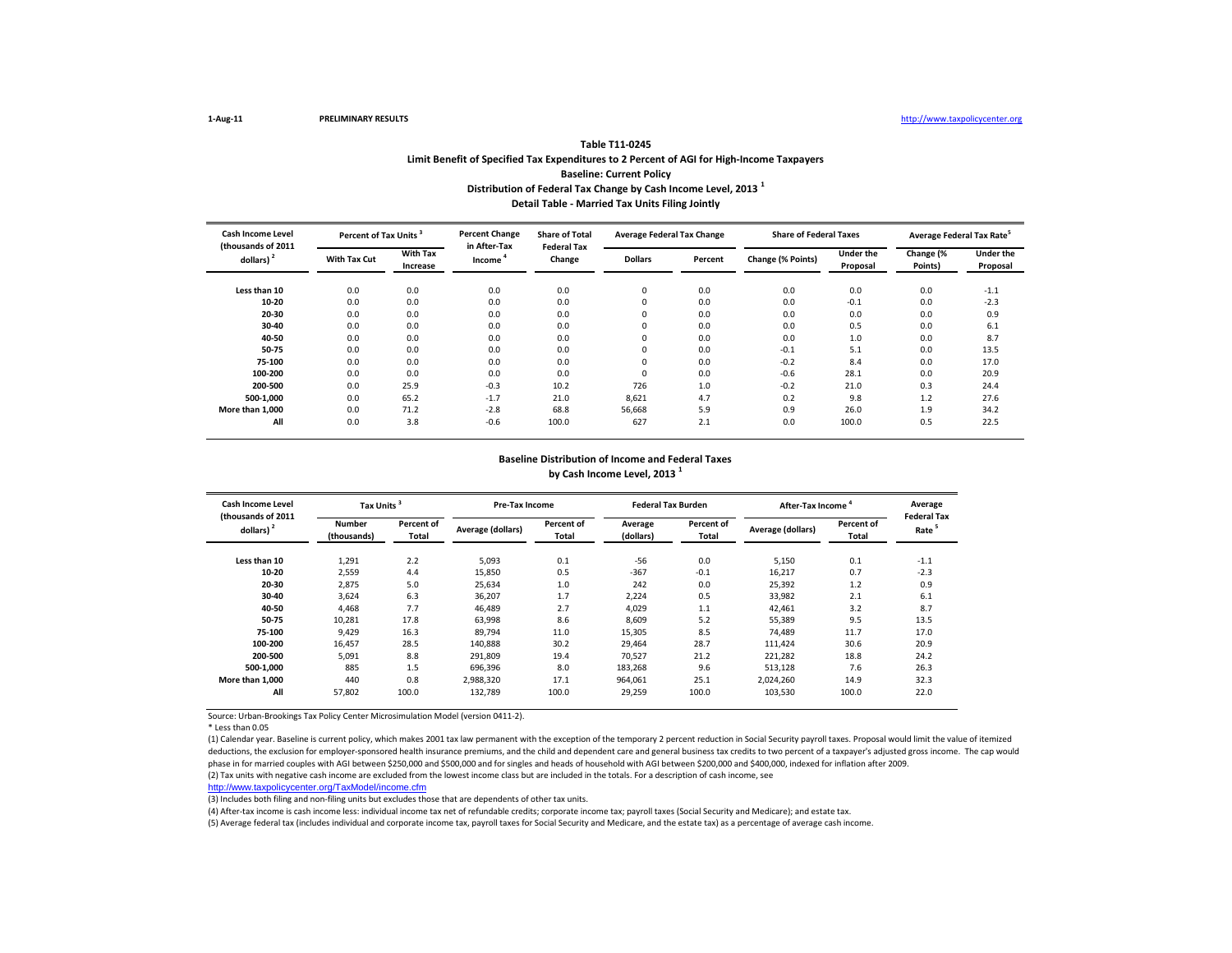1-Aug-11 **PRELIMINARY RESULTS** http://www.taxpolicycenter.org

**Table T11-0245**
**Limit Benefit of Specified Tax Expenditures to 2 Percent of AGI for High-Income Taxpayers**
**Baseline: Current Policy**
**Distribution of Federal Tax Change by Cash Income Level, 2013 [1]**
**Detail Table - Married Tax Units Filing Jointly**

| Cash Income Level (thousands of 2011 dollars) [2] | Percent of Tax Units [3] | | Percent Change in After-Tax Income [4] | Share of Total Federal Tax Change | Average Federal Tax Change | | Share of Federal Taxes | | Average Federal Tax Rate[5] | |
|---|---|---|---|---|---|---|---|---|---|---|
| | With Tax Cut | With Tax Increase | | | Dollars | Percent | Change (% Points) | Under the Proposal | Change (% Points) | Under the Proposal |
| Less than 10 | 0.0 | 0.0 | 0.0 | 0.0 | 0 | 0.0 | 0.0 | 0.0 | 0.0 | -1.1 |
| 10-20 | 0.0 | 0.0 | 0.0 | 0.0 | 0 | 0.0 | 0.0 | -0.1 | 0.0 | -2.3 |
| 20-30 | 0.0 | 0.0 | 0.0 | 0.0 | 0 | 0.0 | 0.0 | 0.0 | 0.0 | 0.9 |
| 30-40 | 0.0 | 0.0 | 0.0 | 0.0 | 0 | 0.0 | 0.0 | 0.5 | 0.0 | 6.1 |
| 40-50 | 0.0 | 0.0 | 0.0 | 0.0 | 0 | 0.0 | 0.0 | 1.0 | 0.0 | 8.7 |
| 50-75 | 0.0 | 0.0 | 0.0 | 0.0 | 0 | 0.0 | -0.1 | 5.1 | 0.0 | 13.5 |
| 75-100 | 0.0 | 0.0 | 0.0 | 0.0 | 0 | 0.0 | -0.2 | 8.4 | 0.0 | 17.0 |
| 100-200 | 0.0 | 0.0 | 0.0 | 0.0 | 0 | 0.0 | -0.6 | 28.1 | 0.0 | 20.9 |
| 200-500 | 0.0 | 25.9 | -0.3 | 10.2 | 726 | 1.0 | -0.2 | 21.0 | 0.3 | 24.4 |
| 500-1,000 | 0.0 | 65.2 | -1.7 | 21.0 | 8,621 | 4.7 | 0.2 | 9.8 | 1.2 | 27.6 |
| More than 1,000 | 0.0 | 71.2 | -2.8 | 68.8 | 56,668 | 5.9 | 0.9 | 26.0 | 1.9 | 34.2 |
| All | 0.0 | 3.8 | -0.6 | 100.0 | 627 | 2.1 | 0.0 | 100.0 | 0.5 | 22.5 |

**Baseline Distribution of Income and Federal Taxes**
**by Cash Income Level, 2013 [1]**

| Cash Income Level (thousands of 2011 dollars) [2] | Tax Units [3] | | Pre-Tax Income | | Federal Tax Burden | | After-Tax Income [4] | | Average Federal Tax Rate [5] |
|---|---|---|---|---|---|---|---|---|---|
| | Number (thousands) | Percent of Total | Average (dollars) | Percent of Total | Average (dollars) | Percent of Total | Average (dollars) | Percent of Total | |
| Less than 10 | 1,291 | 2.2 | 5,093 | 0.1 | -56 | 0.0 | 5,150 | 0.1 | -1.1 |
| 10-20 | 2,559 | 4.4 | 15,850 | 0.5 | -367 | -0.1 | 16,217 | 0.7 | -2.3 |
| 20-30 | 2,875 | 5.0 | 25,634 | 1.0 | 242 | 0.0 | 25,392 | 1.2 | 0.9 |
| 30-40 | 3,624 | 6.3 | 36,207 | 1.7 | 2,224 | 0.5 | 33,982 | 2.1 | 6.1 |
| 40-50 | 4,468 | 7.7 | 46,489 | 2.7 | 4,029 | 1.1 | 42,461 | 3.2 | 8.7 |
| 50-75 | 10,281 | 17.8 | 63,998 | 8.6 | 8,609 | 5.2 | 55,389 | 9.5 | 13.5 |
| 75-100 | 9,429 | 16.3 | 89,794 | 11.0 | 15,305 | 8.5 | 74,489 | 11.7 | 17.0 |
| 100-200 | 16,457 | 28.5 | 140,888 | 30.2 | 29,464 | 28.7 | 111,424 | 30.6 | 20.9 |
| 200-500 | 5,091 | 8.8 | 291,809 | 19.4 | 70,527 | 21.2 | 221,282 | 18.8 | 24.2 |
| 500-1,000 | 885 | 1.5 | 696,396 | 8.0 | 183,268 | 9.6 | 513,128 | 7.6 | 26.3 |
| More than 1,000 | 440 | 0.8 | 2,988,320 | 17.1 | 964,061 | 25.1 | 2,024,260 | 14.9 | 32.3 |
| All | 57,802 | 100.0 | 132,789 | 100.0 | 29,259 | 100.0 | 103,530 | 100.0 | 22.0 |

Source: Urban-Brookings Tax Policy Center Microsimulation Model (version 0411-2).

\* Less than 0.05

(1) Calendar year. Baseline is current policy, which makes 2001 tax law permanent with the exception of the temporary 2 percent reduction in Social Security payroll taxes. Proposal would limit the value of itemized deductions, the exclusion for employer-sponsored health insurance premiums, and the child and dependent care and general business tax credits to two percent of a taxpayer's adjusted gross income. The cap would phase in for married couples with AGI between $250,000 and $500,000 and for singles and heads of household with AGI between $200,000 and $400,000, indexed for inflation after 2009.

(2) Tax units with negative cash income are excluded from the lowest income class but are included in the totals. For a description of cash income, see http://www.taxpolicycenter.org/TaxModel/income.cfm

(3) Includes both filing and non-filing units but excludes those that are dependents of other tax units.

(4) After-tax income is cash income less: individual income tax net of refundable credits; corporate income tax; payroll taxes (Social Security and Medicare); and estate tax.

(5) Average federal tax (includes individual and corporate income tax, payroll taxes for Social Security and Medicare, and the estate tax) as a percentage of average cash income.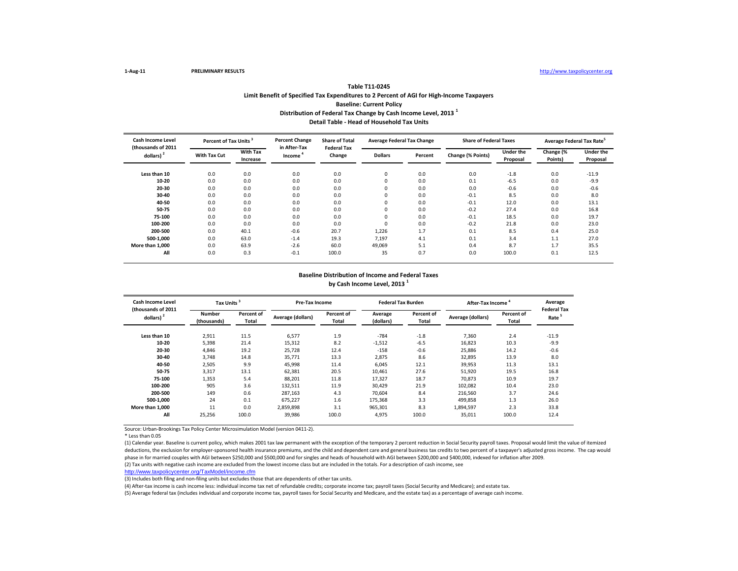1-Aug-11 **PRELIMINARY RESULTS** http://www.taxpolicycenter.org

### Table T11-0245
### Limit Benefit of Specified Tax Expenditures to 2 Percent of AGI for High-Income Taxpayers
### Baseline: Current Policy
### Distribution of Federal Tax Change by Cash Income Level, 2013 [1]
### Detail Table - Head of Household Tax Units

| Cash Income Level (thousands of 2011 dollars) [2] | Percent of Tax Units [3] | | Percent Change in After-Tax Income [4] | Share of Total Federal Tax Change | Average Federal Tax Change | | Share of Federal Taxes | | Average Federal Tax Rate[5] | |
|---|---|---|---|---|---|---|---|---|---|---|
| | With Tax Cut | With Tax Increase | | | Dollars | Percent | Change (% Points) | Under the Proposal | Change (% Points) | Under the Proposal |
| Less than 10 | 0.0 | 0.0 | 0.0 | 0.0 | 0 | 0.0 | 0.0 | -1.8 | 0.0 | -11.9 |
| 10-20 | 0.0 | 0.0 | 0.0 | 0.0 | 0 | 0.0 | 0.1 | -6.5 | 0.0 | -9.9 |
| 20-30 | 0.0 | 0.0 | 0.0 | 0.0 | 0 | 0.0 | 0.0 | -0.6 | 0.0 | -0.6 |
| 30-40 | 0.0 | 0.0 | 0.0 | 0.0 | 0 | 0.0 | -0.1 | 8.5 | 0.0 | 8.0 |
| 40-50 | 0.0 | 0.0 | 0.0 | 0.0 | 0 | 0.0 | -0.1 | 12.0 | 0.0 | 13.1 |
| 50-75 | 0.0 | 0.0 | 0.0 | 0.0 | 0 | 0.0 | -0.2 | 27.4 | 0.0 | 16.8 |
| 75-100 | 0.0 | 0.0 | 0.0 | 0.0 | 0 | 0.0 | -0.1 | 18.5 | 0.0 | 19.7 |
| 100-200 | 0.0 | 0.0 | 0.0 | 0.0 | 0 | 0.0 | -0.2 | 21.8 | 0.0 | 23.0 |
| 200-500 | 0.0 | 40.1 | -0.6 | 20.7 | 1,226 | 1.7 | 0.1 | 8.5 | 0.4 | 25.0 |
| 500-1,000 | 0.0 | 63.0 | -1.4 | 19.3 | 7,197 | 4.1 | 0.1 | 3.4 | 1.1 | 27.0 |
| More than 1,000 | 0.0 | 63.9 | -2.6 | 60.0 | 49,069 | 5.1 | 0.4 | 8.7 | 1.7 | 35.5 |
| All | 0.0 | 0.3 | -0.1 | 100.0 | 35 | 0.7 | 0.0 | 100.0 | 0.1 | 12.5 |

### Baseline Distribution of Income and Federal Taxes by Cash Income Level, 2013 [1]

| Cash Income Level (thousands of 2011 dollars) [2] | Tax Units [3] | | Pre-Tax Income | | Federal Tax Burden | | After-Tax Income [4] | | Average Federal Tax Rate [5] |
|---|---|---|---|---|---|---|---|---|---|
| | Number (thousands) | Percent of Total | Average (dollars) | Percent of Total | Average (dollars) | Percent of Total | Average (dollars) | Percent of Total | |
| Less than 10 | 2,911 | 11.5 | 6,577 | 1.9 | -784 | -1.8 | 7,360 | 2.4 | -11.9 |
| 10-20 | 5,398 | 21.4 | 15,312 | 8.2 | -1,512 | -6.5 | 16,823 | 10.3 | -9.9 |
| 20-30 | 4,846 | 19.2 | 25,728 | 12.4 | -158 | -0.6 | 25,886 | 14.2 | -0.6 |
| 30-40 | 3,748 | 14.8 | 35,771 | 13.3 | 2,875 | 8.6 | 32,895 | 13.9 | 8.0 |
| 40-50 | 2,505 | 9.9 | 45,998 | 11.4 | 6,045 | 12.1 | 39,953 | 11.3 | 13.1 |
| 50-75 | 3,317 | 13.1 | 62,381 | 20.5 | 10,461 | 27.6 | 51,920 | 19.5 | 16.8 |
| 75-100 | 1,353 | 5.4 | 88,201 | 11.8 | 17,327 | 18.7 | 70,873 | 10.9 | 19.7 |
| 100-200 | 905 | 3.6 | 132,511 | 11.9 | 30,429 | 21.9 | 102,082 | 10.4 | 23.0 |
| 200-500 | 149 | 0.6 | 287,163 | 4.3 | 70,604 | 8.4 | 216,560 | 3.7 | 24.6 |
| 500-1,000 | 24 | 0.1 | 675,227 | 1.6 | 175,368 | 3.3 | 499,858 | 1.3 | 26.0 |
| More than 1,000 | 11 | 0.0 | 2,859,898 | 3.1 | 965,301 | 8.3 | 1,894,597 | 2.3 | 33.8 |
| All | 25,256 | 100.0 | 39,986 | 100.0 | 4,975 | 100.0 | 35,011 | 100.0 | 12.4 |

Source: Urban-Brookings Tax Policy Center Microsimulation Model (version 0411-2).

* Less than 0.05

(1) Calendar year. Baseline is current policy, which makes 2001 tax law permanent with the exception of the temporary 2 percent reduction in Social Security payroll taxes. Proposal would limit the value of itemized deductions, the exclusion for employer-sponsored health insurance premiums, and the child and dependent care and general business tax credits to two percent of a taxpayer's adjusted gross income. The cap would phase in for married couples with AGI between $250,000 and $500,000 and for singles and heads of household with AGI between $200,000 and $400,000, indexed for inflation after 2009.

(2) Tax units with negative cash income are excluded from the lowest income class but are included in the totals. For a description of cash income, see http://www.taxpolicycenter.org/TaxModel/income.cfm

(3) Includes both filing and non-filing units but excludes those that are dependents of other tax units.

(4) After-tax income is cash income less: individual income tax net of refundable credits; corporate income tax; payroll taxes (Social Security and Medicare); and estate tax.

(5) Average federal tax (includes individual and corporate income tax, payroll taxes for Social Security and Medicare, and the estate tax) as a percentage of average cash income.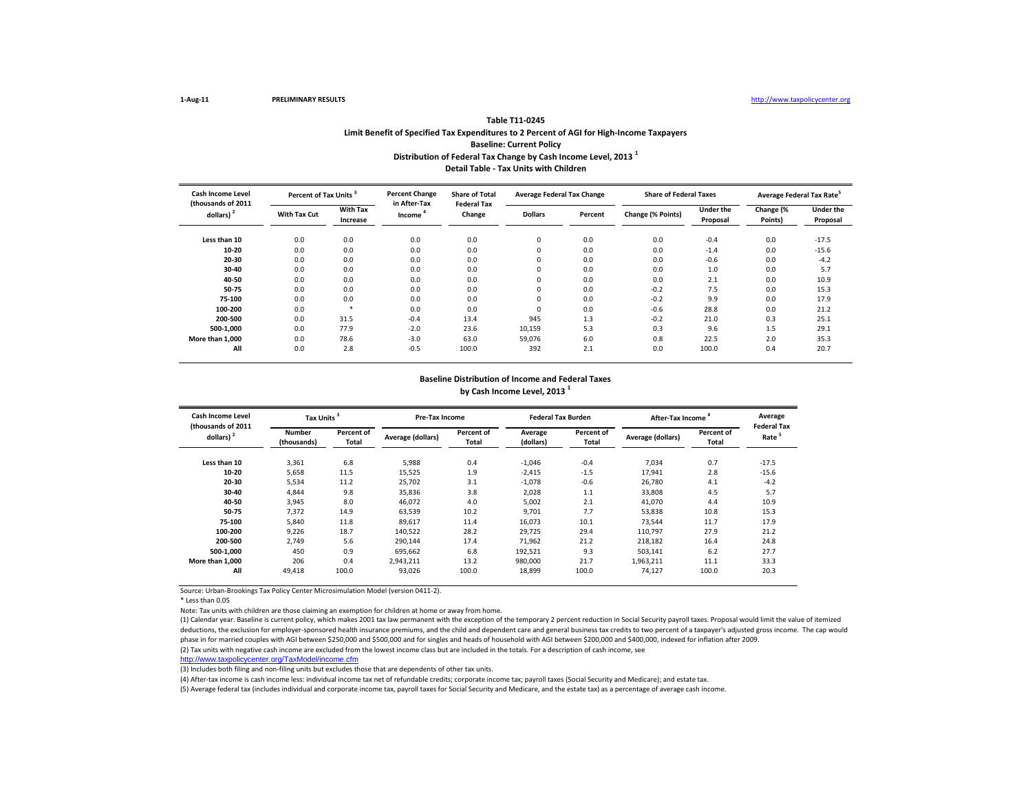1-Aug-11 **PRELIMINARY RESULTS** http://www.taxpolicycenter.org

**Table T11-0245**
**Limit Benefit of Specified Tax Expenditures to 2 Percent of AGI for High-Income Taxpayers**
**Baseline: Current Policy**
**Distribution of Federal Tax Change by Cash Income Level, 2013** [1]
**Detail Table - Tax Units with Children**

| Cash Income Level (thousands of 2011 dollars) [2] | Percent of Tax Units [3] | | Percent Change in After-Tax Income [4] | Share of Total Federal Tax Change | Average Federal Tax Change | | Share of Federal Taxes | | Average Federal Tax Rate[5] | |
|---|---|---|---|---|---|---|---|---|---|---|
| | With Tax Cut | With Tax Increase | | | Dollars | Percent | Change (% Points) | Under the Proposal | Change (% Points) | Under the Proposal |
| Less than 10 | 0.0 | 0.0 | 0.0 | 0.0 | 0 | 0.0 | 0.0 | -0.4 | 0.0 | -17.5 |
| 10-20 | 0.0 | 0.0 | 0.0 | 0.0 | 0 | 0.0 | 0.0 | -1.4 | 0.0 | -15.6 |
| 20-30 | 0.0 | 0.0 | 0.0 | 0.0 | 0 | 0.0 | 0.0 | -0.6 | 0.0 | -4.2 |
| 30-40 | 0.0 | 0.0 | 0.0 | 0.0 | 0 | 0.0 | 0.0 | 1.0 | 0.0 | 5.7 |
| 40-50 | 0.0 | 0.0 | 0.0 | 0.0 | 0 | 0.0 | 0.0 | 2.1 | 0.0 | 10.9 |
| 50-75 | 0.0 | 0.0 | 0.0 | 0.0 | 0 | 0.0 | -0.2 | 7.5 | 0.0 | 15.3 |
| 75-100 | 0.0 | 0.0 | 0.0 | 0.0 | 0 | 0.0 | -0.2 | 9.9 | 0.0 | 17.9 |
| 100-200 | 0.0 | * | 0.0 | 0.0 | 0 | 0.0 | -0.6 | 28.8 | 0.0 | 21.2 |
| 200-500 | 0.0 | 31.5 | -0.4 | 13.4 | 945 | 1.3 | -0.2 | 21.0 | 0.3 | 25.1 |
| 500-1,000 | 0.0 | 77.9 | -2.0 | 23.6 | 10,159 | 5.3 | 0.3 | 9.6 | 1.5 | 29.1 |
| More than 1,000 | 0.0 | 78.6 | -3.0 | 63.0 | 59,076 | 6.0 | 0.8 | 22.5 | 2.0 | 35.3 |
| All | 0.0 | 2.8 | -0.5 | 100.0 | 392 | 2.1 | 0.0 | 100.0 | 0.4 | 20.7 |

**Baseline Distribution of Income and Federal Taxes**
**by Cash Income Level, 2013** [1]

| Cash Income Level (thousands of 2011 dollars) [2] | Tax Units [3] | | Pre-Tax Income | | Federal Tax Burden | | After-Tax Income [4] | | Average Federal Tax Rate [5] |
|---|---|---|---|---|---|---|---|---|---|
| | Number (thousands) | Percent of Total | Average (dollars) | Percent of Total | Average (dollars) | Percent of Total | Average (dollars) | Percent of Total | |
| Less than 10 | 3,361 | 6.8 | 5,988 | 0.4 | -1,046 | -0.4 | 7,034 | 0.7 | -17.5 |
| 10-20 | 5,658 | 11.5 | 15,525 | 1.9 | -2,415 | -1.5 | 17,941 | 2.8 | -15.6 |
| 20-30 | 5,534 | 11.2 | 25,702 | 3.1 | -1,078 | -0.6 | 26,780 | 4.1 | -4.2 |
| 30-40 | 4,844 | 9.8 | 35,836 | 3.8 | 2,028 | 1.1 | 33,808 | 4.5 | 5.7 |
| 40-50 | 3,945 | 8.0 | 46,072 | 4.0 | 5,002 | 2.1 | 41,070 | 4.4 | 10.9 |
| 50-75 | 7,372 | 14.9 | 63,539 | 10.2 | 9,701 | 7.7 | 53,838 | 10.8 | 15.3 |
| 75-100 | 5,840 | 11.8 | 89,617 | 11.4 | 16,073 | 10.1 | 73,544 | 11.7 | 17.9 |
| 100-200 | 9,226 | 18.7 | 140,522 | 28.2 | 29,725 | 29.4 | 110,797 | 27.9 | 21.2 |
| 200-500 | 2,749 | 5.6 | 290,144 | 17.4 | 71,962 | 21.2 | 218,182 | 16.4 | 24.8 |
| 500-1,000 | 450 | 0.9 | 695,662 | 6.8 | 192,521 | 9.3 | 503,141 | 6.2 | 27.7 |
| More than 1,000 | 206 | 0.4 | 2,943,211 | 13.2 | 980,000 | 21.7 | 1,963,211 | 11.1 | 33.3 |
| All | 49,418 | 100.0 | 93,026 | 100.0 | 18,899 | 100.0 | 74,127 | 100.0 | 20.3 |

Source: Urban-Brookings Tax Policy Center Microsimulation Model (version 0411-2).

* Less than 0.05

Note: Tax units with children are those claiming an exemption for children at home or away from home.

(1) Calendar year. Baseline is current policy, which makes 2001 tax law permanent with the exception of the temporary 2 percent reduction in Social Security payroll taxes. Proposal would limit the value of itemized deductions, the exclusion for employer-sponsored health insurance premiums, and the child and dependent care and general business tax credits to two percent of a taxpayer's adjusted gross income. The cap would phase in for married couples with AGI between $250,000 and $500,000 and for singles and heads of household with AGI between $200,000 and $400,000, indexed for inflation after 2009.

(2) Tax units with negative cash income are excluded from the lowest income class but are included in the totals. For a description of cash income, see
http://www.taxpolicycenter.org/TaxModel/income.cfm

(3) Includes both filing and non-filing units but excludes those that are dependents of other tax units.

(4) After-tax income is cash income less: individual income tax net of refundable credits; corporate income tax; payroll taxes (Social Security and Medicare); and estate tax.

(5) Average federal tax (includes individual and corporate income tax, payroll taxes for Social Security and Medicare, and the estate tax) as a percentage of average cash income.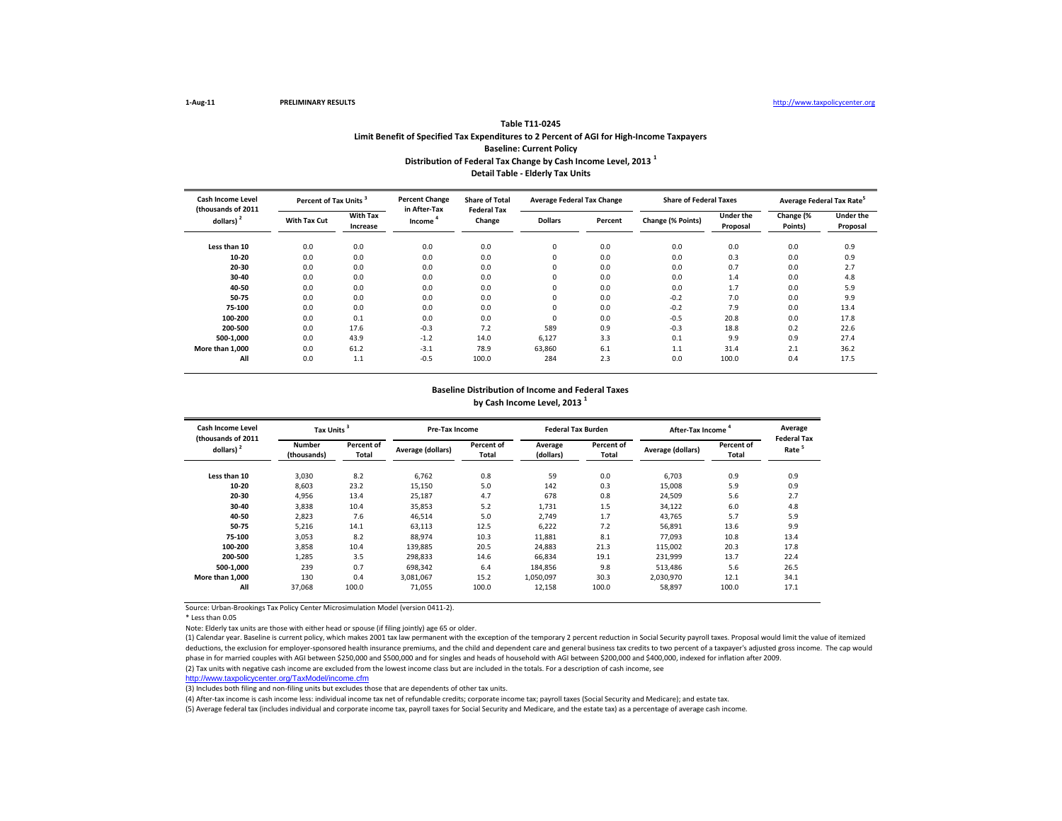**Table T11-0245**

**Limit Benefit of Specified Tax Expenditures to 2 Percent of AGI for High-Income Taxpayers**

**Baseline: Current Policy**

**Distribution of Federal Tax Change by Cash Income Level, 2013 [1]**

**Detail Table - Elderly Tax Units**

| Cash Income Level (thousands of 2011 dollars) [2] | Percent of Tax Units [3] | | Percent Change in After-Tax Income [4] | Share of Total Federal Tax Change | Average Federal Tax Change | | Share of Federal Taxes | | Average Federal Tax Rate[5] | |
|---|---|---|---|---|---|---|---|---|---|---|
| | With Tax Cut | With Tax Increase | | | Dollars | Percent | Change (% Points) | Under the Proposal | Change (% Points) | Under the Proposal |
| Less than 10 | 0.0 | 0.0 | 0.0 | 0.0 | 0 | 0.0 | 0.0 | 0.0 | 0.0 | 0.9 |
| 10-20 | 0.0 | 0.0 | 0.0 | 0.0 | 0 | 0.0 | 0.0 | 0.3 | 0.0 | 0.9 |
| 20-30 | 0.0 | 0.0 | 0.0 | 0.0 | 0 | 0.0 | 0.0 | 0.7 | 0.0 | 2.7 |
| 30-40 | 0.0 | 0.0 | 0.0 | 0.0 | 0 | 0.0 | 0.0 | 1.4 | 0.0 | 4.8 |
| 40-50 | 0.0 | 0.0 | 0.0 | 0.0 | 0 | 0.0 | 0.0 | 1.7 | 0.0 | 5.9 |
| 50-75 | 0.0 | 0.0 | 0.0 | 0.0 | 0 | 0.0 | -0.2 | 7.0 | 0.0 | 9.9 |
| 75-100 | 0.0 | 0.0 | 0.0 | 0.0 | 0 | 0.0 | -0.2 | 7.9 | 0.0 | 13.4 |
| 100-200 | 0.0 | 0.1 | 0.0 | 0.0 | 0 | 0.0 | -0.5 | 20.8 | 0.0 | 17.8 |
| 200-500 | 0.0 | 17.6 | -0.3 | 7.2 | 589 | 0.9 | -0.3 | 18.8 | 0.2 | 22.6 |
| 500-1,000 | 0.0 | 43.9 | -1.2 | 14.0 | 6,127 | 3.3 | 0.1 | 9.9 | 0.9 | 27.4 |
| More than 1,000 | 0.0 | 61.2 | -3.1 | 78.9 | 63,860 | 6.1 | 1.1 | 31.4 | 2.1 | 36.2 |
| All | 0.0 | 1.1 | -0.5 | 100.0 | 284 | 2.3 | 0.0 | 100.0 | 0.4 | 17.5 |

**Baseline Distribution of Income and Federal Taxes**

**by Cash Income Level, 2013 [1]**

| Cash Income Level (thousands of 2011 dollars) [2] | Tax Units [3] | | Pre-Tax Income | | Federal Tax Burden | | After-Tax Income [4] | | Average Federal Tax Rate [5] |
|---|---|---|---|---|---|---|---|---|---|
| | Number (thousands) | Percent of Total | Average (dollars) | Percent of Total | Average (dollars) | Percent of Total | Average (dollars) | Percent of Total | |
| Less than 10 | 3,030 | 8.2 | 6,762 | 0.8 | 59 | 0.0 | 6,703 | 0.9 | 0.9 |
| 10-20 | 8,603 | 23.2 | 15,150 | 5.0 | 142 | 0.3 | 15,008 | 5.9 | 0.9 |
| 20-30 | 4,956 | 13.4 | 25,187 | 4.7 | 678 | 0.8 | 24,509 | 5.6 | 2.7 |
| 30-40 | 3,838 | 10.4 | 35,853 | 5.2 | 1,731 | 1.5 | 34,122 | 6.0 | 4.8 |
| 40-50 | 2,823 | 7.6 | 46,514 | 5.0 | 2,749 | 1.7 | 43,765 | 5.7 | 5.9 |
| 50-75 | 5,216 | 14.1 | 63,113 | 12.5 | 6,222 | 7.2 | 56,891 | 13.6 | 9.9 |
| 75-100 | 3,053 | 8.2 | 88,974 | 10.3 | 11,881 | 8.1 | 77,093 | 10.8 | 13.4 |
| 100-200 | 3,858 | 10.4 | 139,885 | 20.5 | 24,883 | 21.3 | 115,002 | 20.3 | 17.8 |
| 200-500 | 1,285 | 3.5 | 298,833 | 14.6 | 66,834 | 19.1 | 231,999 | 13.7 | 22.4 |
| 500-1,000 | 239 | 0.7 | 698,342 | 6.4 | 184,856 | 9.8 | 513,486 | 5.6 | 26.5 |
| More than 1,000 | 130 | 0.4 | 3,081,067 | 15.2 | 1,050,097 | 30.3 | 2,030,970 | 12.1 | 34.1 |
| All | 37,068 | 100.0 | 71,055 | 100.0 | 12,158 | 100.0 | 58,897 | 100.0 | 17.1 |

Source: Urban-Brookings Tax Policy Center Microsimulation Model (version 0411-2).

\* Less than 0.05

Note: Elderly tax units are those with either head or spouse (if filing jointly) age 65 or older.

(1) Calendar year. Baseline is current policy, which makes 2001 tax law permanent with the exception of the temporary 2 percent reduction in Social Security payroll taxes. Proposal would limit the value of itemized deductions, the exclusion for employer-sponsored health insurance premiums, and the child and dependent care and general business tax credits to two percent of a taxpayer's adjusted gross income. The cap would phase in for married couples with AGI between $250,000 and $500,000 and for singles and heads of household with AGI between $200,000 and $400,000, indexed for inflation after 2009.

(2) Tax units with negative cash income are excluded from the lowest income class but are included in the totals. For a description of cash income, see http://www.taxpolicycenter.org/TaxModel/income.cfm

(3) Includes both filing and non-filing units but excludes those that are dependents of other tax units.

(4) After-tax income is cash income less: individual income tax net of refundable credits; corporate income tax; payroll taxes (Social Security and Medicare); and estate tax.

(5) Average federal tax (includes individual and corporate income tax, payroll taxes for Social Security and Medicare, and the estate tax) as a percentage of average cash income.